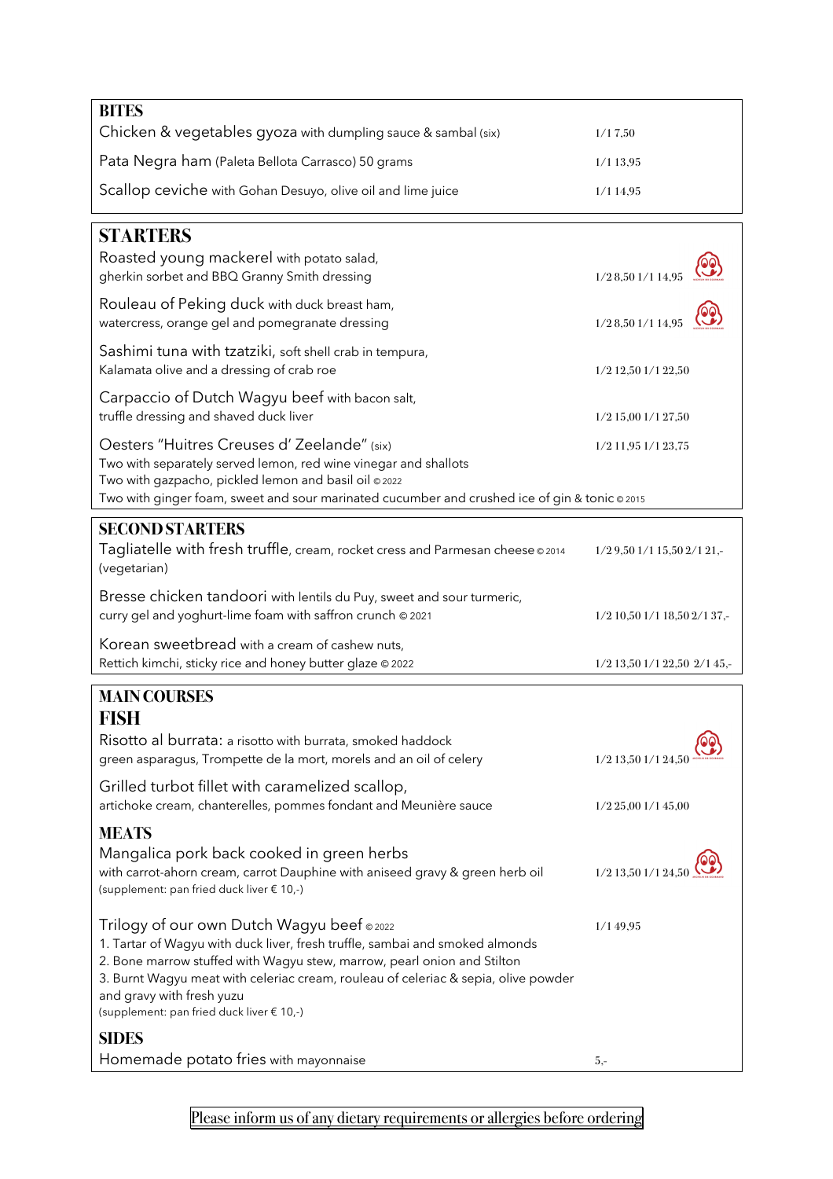## BITES

| | |
|---|---|
| Chicken & vegetables gyoza with dumpling sauce & sambal (six) | 1/1 7,50 |
| Pata Negra ham (Paleta Bellota Carrasco) 50 grams | 1/1 13,95 |
| Scallop ceviche with Gohan Desuyo, olive oil and lime juice | 1/1 14,95 |

## STARTERS

Roasted young mackerel with potato salad, gherkin sorbet and BBQ Granny Smith dressing — 1/2 8,50 1/1 14,95

Rouleau of Peking duck with duck breast ham, watercress, orange gel and pomegranate dressing — 1/2 8,50 1/1 14,95

Sashimi tuna with tzatziki, soft shell crab in tempura, Kalamata olive and a dressing of crab roe — 1/2 12,50 1/1 22,50

Carpaccio of Dutch Wagyu beef with bacon salt, truffle dressing and shaved duck liver — 1/2 15,00 1/1 27,50

Oesters "Huitres Creuses d' Zeelande" (six) — 1/2 11,95 1/1 23,75
Two with separately served lemon, red wine vinegar and shallots
Two with gazpacho, pickled lemon and basil oil © 2022
Two with ginger foam, sweet and sour marinated cucumber and crushed ice of gin & tonic © 2015

## SECOND STARTERS

Tagliatelle with fresh truffle, cream, rocket cress and Parmesan cheese © 2014 (vegetarian) — 1/2 9,50 1/1 15,50 2/1 21,-

Bresse chicken tandoori with lentils du Puy, sweet and sour turmeric, curry gel and yoghurt-lime foam with saffron crunch © 2021 — 1/2 10,50 1/1 18,50 2/1 37,-

Korean sweetbread with a cream of cashew nuts, Rettich kimchi, sticky rice and honey butter glaze © 2022 — 1/2 13,50 1/1 22,50 2/1 45,-

## MAIN COURSES

### FISH

Risotto al burrata: a risotto with burrata, smoked haddock green asparagus, Trompette de la mort, morels and an oil of celery — 1/2 13,50 1/1 24,50

Grilled turbot fillet with caramelized scallop, artichoke cream, chanterelles, pommes fondant and Meunière sauce — 1/2 25,00 1/1 45,00

### MEATS

Mangalica pork back cooked in green herbs with carrot-ahorn cream, carrot Dauphine with aniseed gravy & green herb oil — 1/2 13,50 1/1 24,50
(supplement: pan fried duck liver € 10,-)

Trilogy of our own Dutch Wagyu beef © 2022 — 1/1 49,95
1. Tartar of Wagyu with duck liver, fresh truffle, sambai and smoked almonds
2. Bone marrow stuffed with Wagyu stew, marrow, pearl onion and Stilton
3. Burnt Wagyu meat with celeriac cream, rouleau of celeriac & sepia, olive powder and gravy with fresh yuzu
(supplement: pan fried duck liver € 10,-)

### SIDES

Homemade potato fries with mayonnaise — 5,-

Please inform us of any dietary requirements or allergies before ordering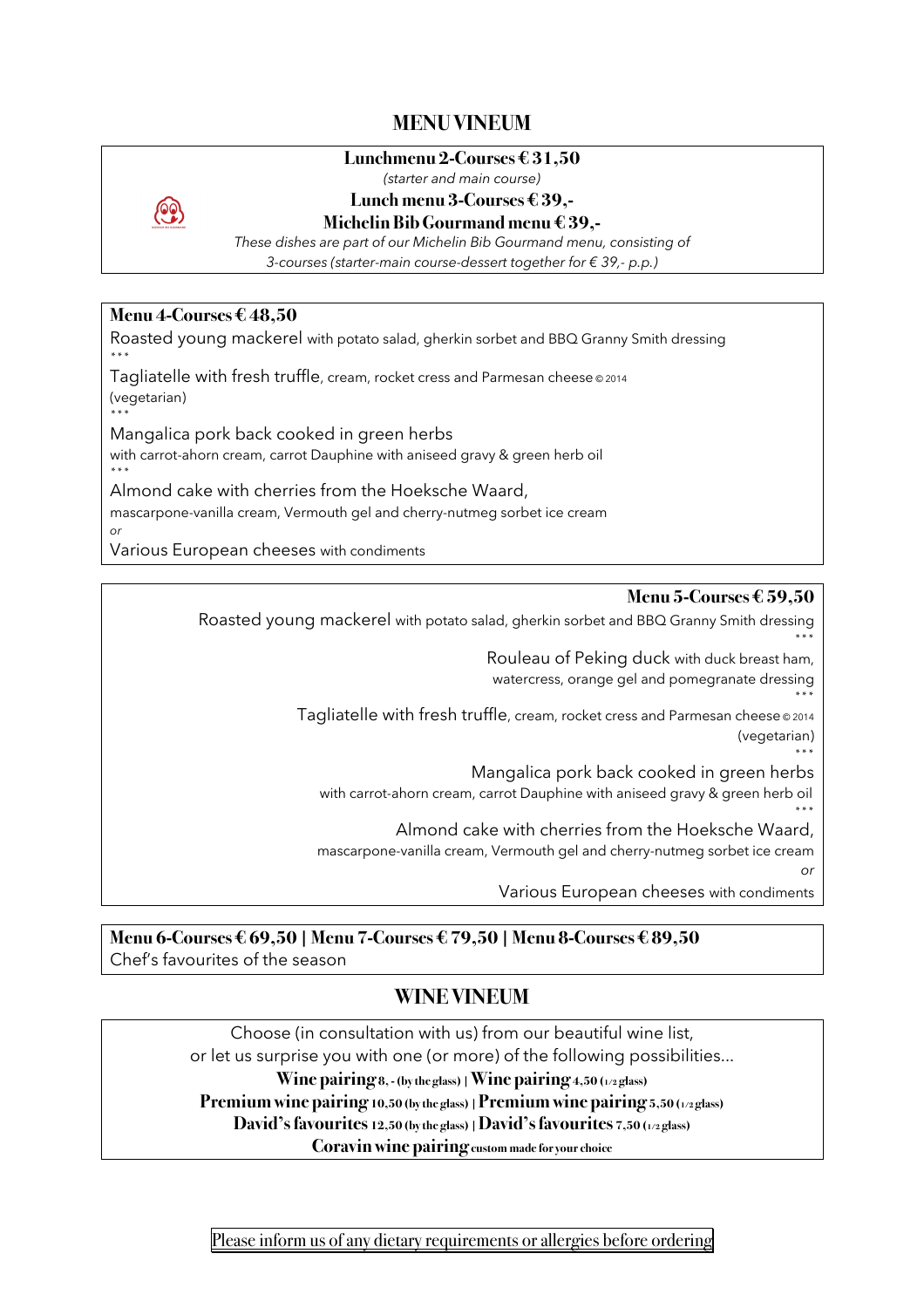# MENU VINEUM

**Lunchmenu 2-Courses € 31,50**

*(starter and main course)*

**Lunch menu 3-Courses € 39,-**

**Michelin Bib Gourmand menu € 39,-**

*These dishes are part of our Michelin Bib Gourmand menu, consisting of 3-courses (starter-main course-dessert together for € 39,- p.p.)*

---

**Menu 4-Courses € 48,50**

Roasted young mackerel with potato salad, gherkin sorbet and BBQ Granny Smith dressing

\*\*\*

Tagliatelle with fresh truffle, cream, rocket cress and Parmesan cheese © 2014 (vegetarian)

\*\*\*

Mangalica pork back cooked in green herbs with carrot-ahorn cream, carrot Dauphine with aniseed gravy & green herb oil

\*\*\*

Almond cake with cherries from the Hoeksche Waard, mascarpone-vanilla cream, Vermouth gel and cherry-nutmeg sorbet ice cream

*or*

Various European cheeses with condiments

---

**Menu 5-Courses € 59,50**

Roasted young mackerel with potato salad, gherkin sorbet and BBQ Granny Smith dressing

\*\*\*

Rouleau of Peking duck with duck breast ham, watercress, orange gel and pomegranate dressing

\*\*\*

Tagliatelle with fresh truffle, cream, rocket cress and Parmesan cheese © 2014 (vegetarian)

\*\*\*

Mangalica pork back cooked in green herbs with carrot-ahorn cream, carrot Dauphine with aniseed gravy & green herb oil

\*\*\*

Almond cake with cherries from the Hoeksche Waard, mascarpone-vanilla cream, Vermouth gel and cherry-nutmeg sorbet ice cream

*or*

Various European cheeses with condiments

---

**Menu 6-Courses € 69,50 | Menu 7-Courses € 79,50 | Menu 8-Courses € 89,50**

Chef's favourites of the season

# WINE VINEUM

Choose (in consultation with us) from our beautiful wine list, or let us surprise you with one (or more) of the following possibilities...

**Wine pairing** 8,- (by the glass) | **Wine pairing** 4,50 (1/2 glass)

**Premium wine pairing** 10,50 (by the glass) | **Premium wine pairing** 5,50 (1/2 glass)

**David's favourites** 12,50 (by the glass) | **David's favourites** 7,50 (1/2 glass)

**Coravin wine pairing** custom made for your choice

Please inform us of any dietary requirements or allergies before ordering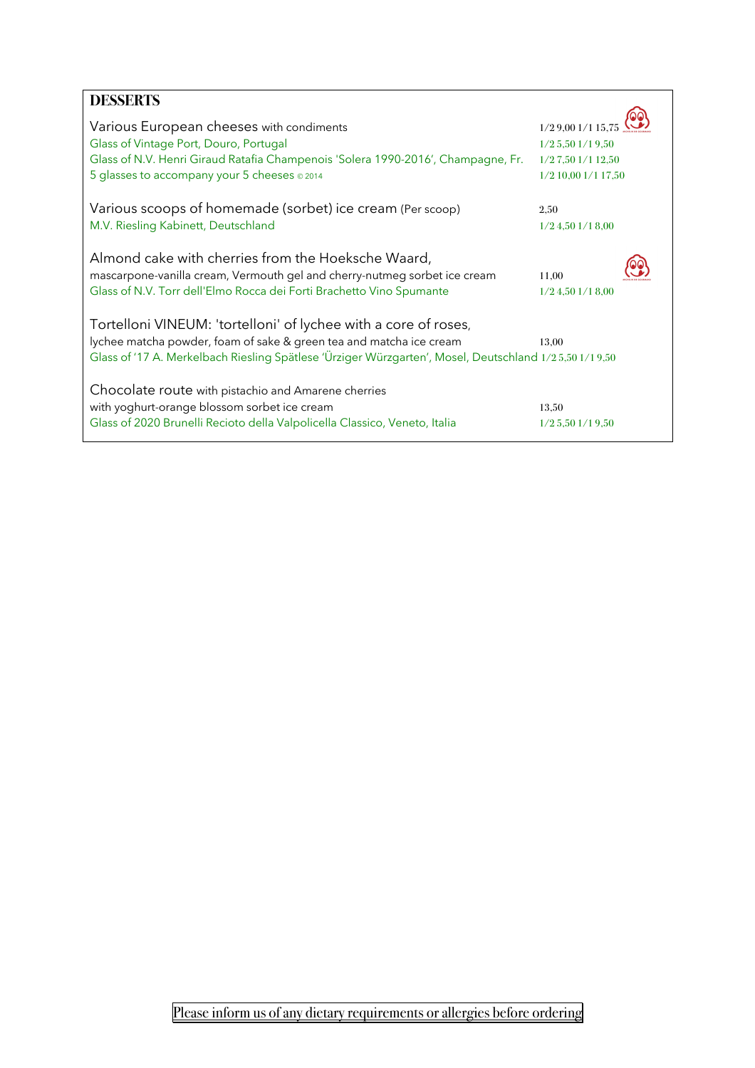## DESSERTS

Various European cheeses with condiments 1/2 9,00 1/1 15,75
Glass of Vintage Port, Douro, Portugal 1/2 5,50 1/1 9,50
Glass of N.V. Henri Giraud Ratafia Champenois 'Solera 1990-2016', Champagne, Fr. 1/2 7,50 1/1 12,50
5 glasses to accompany your 5 cheeses © 2014 1/2 10,00 1/1 17,50

Various scoops of homemade (sorbet) ice cream (Per scoop) 2,50
M.V. Riesling Kabinett, Deutschland 1/2 4,50 1/1 8,00

Almond cake with cherries from the Hoeksche Waard,
mascarpone-vanilla cream, Vermouth gel and cherry-nutmeg sorbet ice cream 11,00
Glass of N.V. Torr dell'Elmo Rocca dei Forti Brachetto Vino Spumante 1/2 4,50 1/1 8,00

Tortelloni VINEUM: 'tortelloni' of lychee with a core of roses,
lychee matcha powder, foam of sake & green tea and matcha ice cream 13,00
Glass of '17 A. Merkelbach Riesling Spätlese 'Ürziger Würzgarten', Mosel, Deutschland 1/2 5,50 1/1 9,50

Chocolate route with pistachio and Amarene cherries
with yoghurt-orange blossom sorbet ice cream 13,50
Glass of 2020 Brunelli Recioto della Valpolicella Classico, Veneto, Italia 1/2 5,50 1/1 9,50

Please inform us of any dietary requirements or allergies before ordering